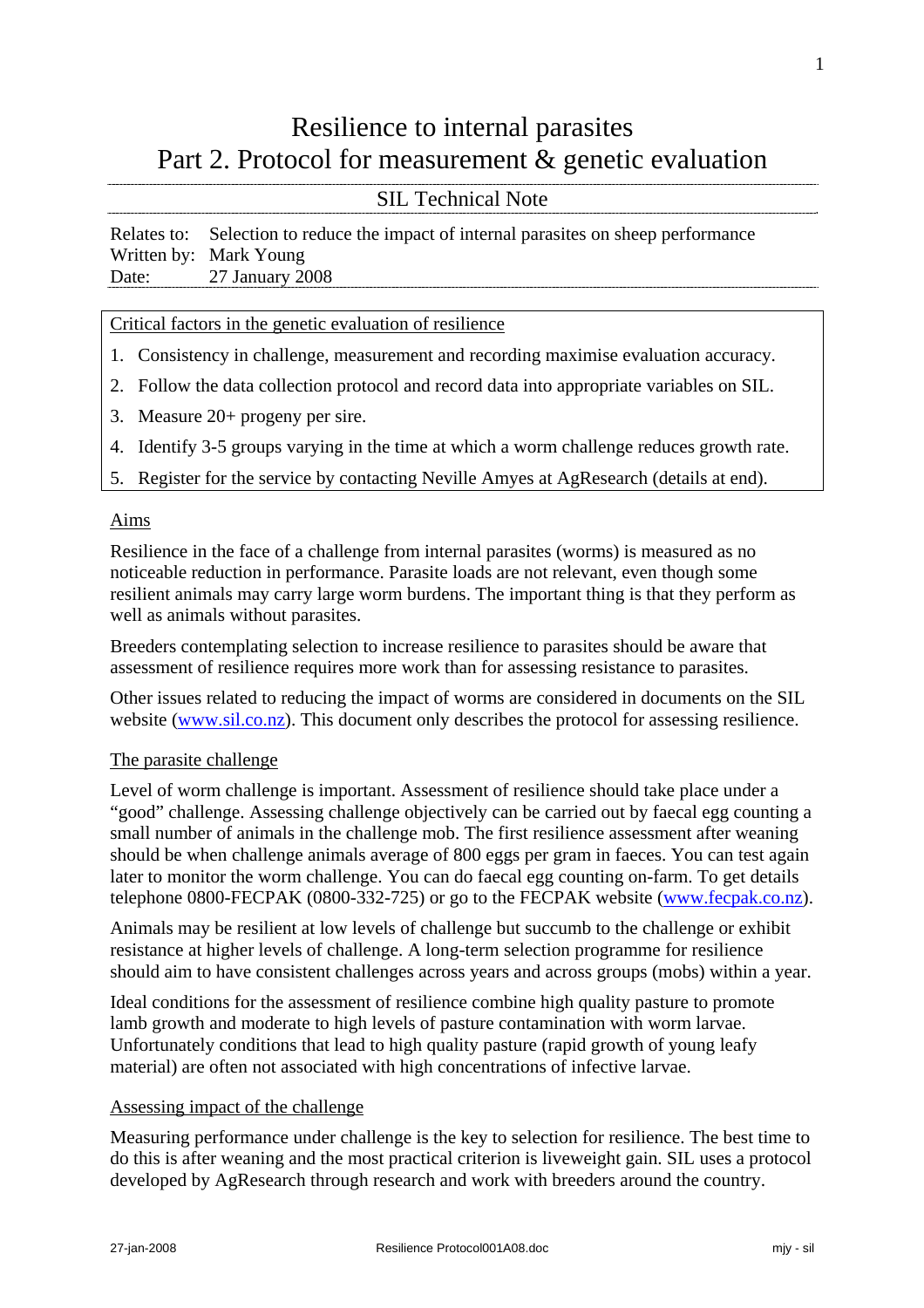# Resilience to internal parasites
# Part 2. Protocol for measurement & genetic evaluation

## SIL Technical Note

Relates to: Selection to reduce the impact of internal parasites on sheep performance
Written by: Mark Young
Date: 27 January 2008

Critical factors in the genetic evaluation of resilience

1. Consistency in challenge, measurement and recording maximise evaluation accuracy.
2. Follow the data collection protocol and record data into appropriate variables on SIL.
3. Measure 20+ progeny per sire.
4. Identify 3-5 groups varying in the time at which a worm challenge reduces growth rate.
5. Register for the service by contacting Neville Amyes at AgResearch (details at end).

### Aims

Resilience in the face of a challenge from internal parasites (worms) is measured as no noticeable reduction in performance. Parasite loads are not relevant, even though some resilient animals may carry large worm burdens. The important thing is that they perform as well as animals without parasites.

Breeders contemplating selection to increase resilience to parasites should be aware that assessment of resilience requires more work than for assessing resistance to parasites.

Other issues related to reducing the impact of worms are considered in documents on the SIL website (www.sil.co.nz). This document only describes the protocol for assessing resilience.

### The parasite challenge

Level of worm challenge is important. Assessment of resilience should take place under a "good" challenge. Assessing challenge objectively can be carried out by faecal egg counting a small number of animals in the challenge mob. The first resilience assessment after weaning should be when challenge animals average of 800 eggs per gram in faeces. You can test again later to monitor the worm challenge. You can do faecal egg counting on-farm. To get details telephone 0800-FECPAK (0800-332-725) or go to the FECPAK website (www.fecpak.co.nz).

Animals may be resilient at low levels of challenge but succumb to the challenge or exhibit resistance at higher levels of challenge. A long-term selection programme for resilience should aim to have consistent challenges across years and across groups (mobs) within a year.

Ideal conditions for the assessment of resilience combine high quality pasture to promote lamb growth and moderate to high levels of pasture contamination with worm larvae. Unfortunately conditions that lead to high quality pasture (rapid growth of young leafy material) are often not associated with high concentrations of infective larvae.

### Assessing impact of the challenge

Measuring performance under challenge is the key to selection for resilience. The best time to do this is after weaning and the most practical criterion is liveweight gain. SIL uses a protocol developed by AgResearch through research and work with breeders around the country.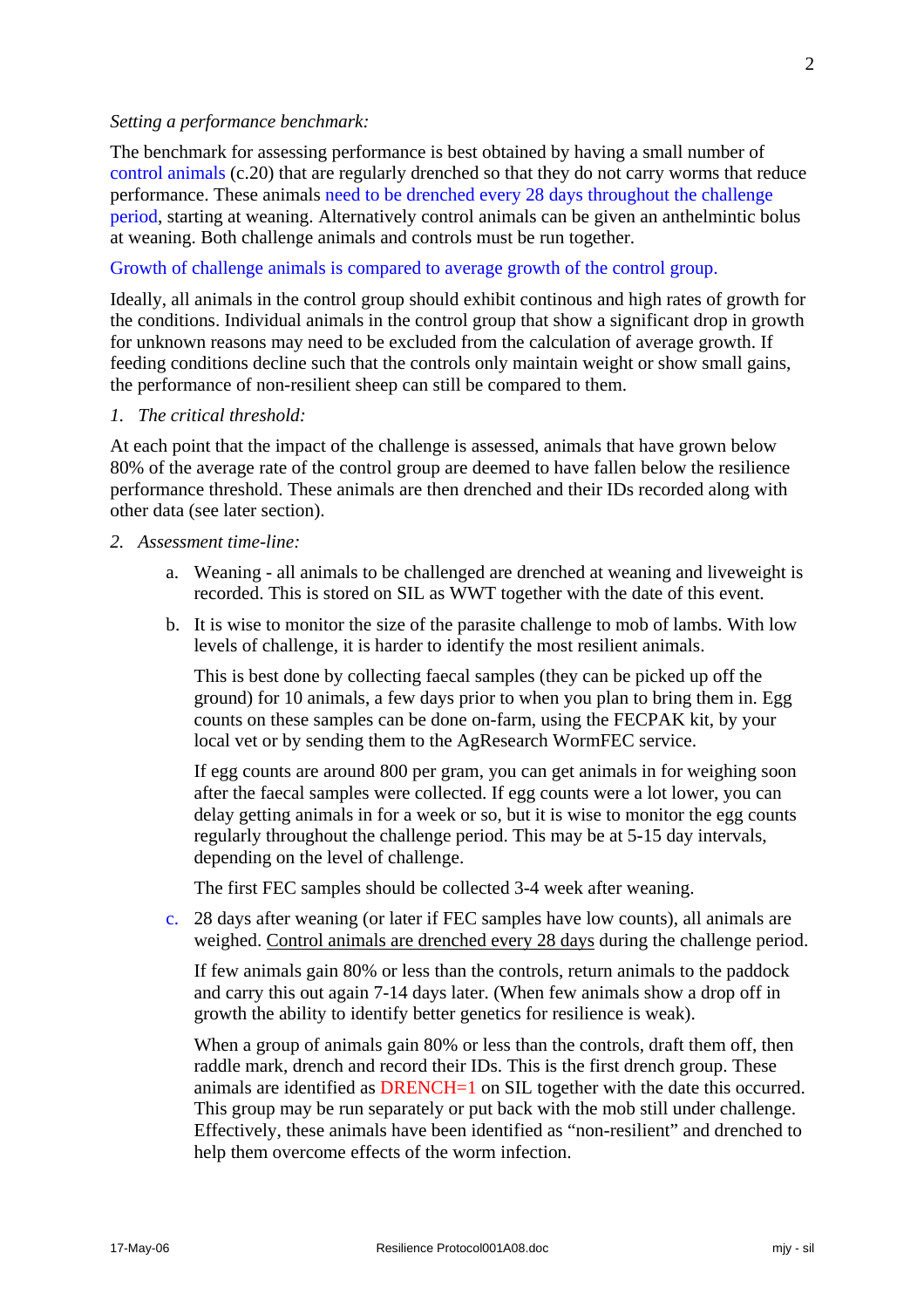*Setting a performance benchmark:*

The benchmark for assessing performance is best obtained by having a small number of control animals (c.20) that are regularly drenched so that they do not carry worms that reduce performance. These animals need to be drenched every 28 days throughout the challenge period, starting at weaning. Alternatively control animals can be given an anthelmintic bolus at weaning. Both challenge animals and controls must be run together.

Growth of challenge animals is compared to average growth of the control group.

Ideally, all animals in the control group should exhibit continous and high rates of growth for the conditions. Individual animals in the control group that show a significant drop in growth for unknown reasons may need to be excluded from the calculation of average growth. If feeding conditions decline such that the controls only maintain weight or show small gains, the performance of non-resilient sheep can still be compared to them.

1. *The critical threshold:*

At each point that the impact of the challenge is assessed, animals that have grown below 80% of the average rate of the control group are deemed to have fallen below the resilience performance threshold. These animals are then drenched and their IDs recorded along with other data (see later section).

2. *Assessment time-line:*

   a. Weaning - all animals to be challenged are drenched at weaning and liveweight is recorded. This is stored on SIL as WWT together with the date of this event.

   b. It is wise to monitor the size of the parasite challenge to mob of lambs. With low levels of challenge, it is harder to identify the most resilient animals.

      This is best done by collecting faecal samples (they can be picked up off the ground) for 10 animals, a few days prior to when you plan to bring them in. Egg counts on these samples can be done on-farm, using the FECPAK kit, by your local vet or by sending them to the AgResearch WormFEC service.

      If egg counts are around 800 per gram, you can get animals in for weighing soon after the faecal samples were collected. If egg counts were a lot lower, you can delay getting animals in for a week or so, but it is wise to monitor the egg counts regularly throughout the challenge period. This may be at 5-15 day intervals, depending on the level of challenge.

      The first FEC samples should be collected 3-4 week after weaning.

   c. 28 days after weaning (or later if FEC samples have low counts), all animals are weighed. <u>Control animals are drenched every 28 days</u> during the challenge period.

      If few animals gain 80% or less than the controls, return animals to the paddock and carry this out again 7-14 days later. (When few animals show a drop off in growth the ability to identify better genetics for resilience is weak).

      When a group of animals gain 80% or less than the controls, draft them off, then raddle mark, drench and record their IDs. This is the first drench group. These animals are identified as DRENCH=1 on SIL together with the date this occurred. This group may be run separately or put back with the mob still under challenge. Effectively, these animals have been identified as "non-resilient" and drenched to help them overcome effects of the worm infection.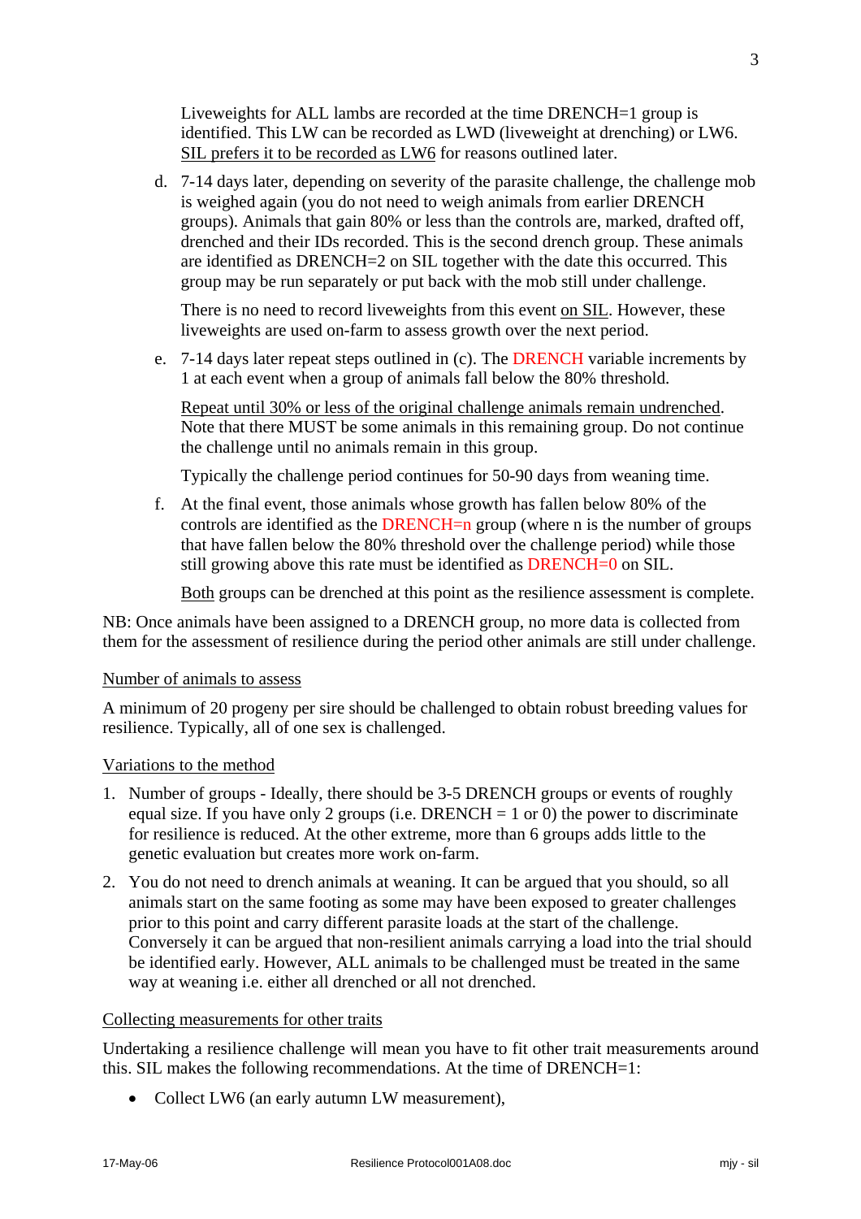Liveweights for ALL lambs are recorded at the time DRENCH=1 group is identified. This LW can be recorded as LWD (liveweight at drenching) or LW6. SIL prefers it to be recorded as LW6 for reasons outlined later.

d. 7-14 days later, depending on severity of the parasite challenge, the challenge mob is weighed again (you do not need to weigh animals from earlier DRENCH groups). Animals that gain 80% or less than the controls are, marked, drafted off, drenched and their IDs recorded. This is the second drench group. These animals are identified as DRENCH=2 on SIL together with the date this occurred. This group may be run separately or put back with the mob still under challenge.

   There is no need to record liveweights from this event on SIL. However, these liveweights are used on-farm to assess growth over the next period.

e. 7-14 days later repeat steps outlined in (c). The DRENCH variable increments by 1 at each event when a group of animals fall below the 80% threshold.

   Repeat until 30% or less of the original challenge animals remain undrenched. Note that there MUST be some animals in this remaining group. Do not continue the challenge until no animals remain in this group.

   Typically the challenge period continues for 50-90 days from weaning time.

f. At the final event, those animals whose growth has fallen below 80% of the controls are identified as the DRENCH=n group (where n is the number of groups that have fallen below the 80% threshold over the challenge period) while those still growing above this rate must be identified as DRENCH=0 on SIL.

   Both groups can be drenched at this point as the resilience assessment is complete.

NB: Once animals have been assigned to a DRENCH group, no more data is collected from them for the assessment of resilience during the period other animals are still under challenge.

Number of animals to assess

A minimum of 20 progeny per sire should be challenged to obtain robust breeding values for resilience. Typically, all of one sex is challenged.

Variations to the method

1. Number of groups - Ideally, there should be 3-5 DRENCH groups or events of roughly equal size. If you have only 2 groups (i.e. DRENCH = 1 or 0) the power to discriminate for resilience is reduced. At the other extreme, more than 6 groups adds little to the genetic evaluation but creates more work on-farm.
2. You do not need to drench animals at weaning. It can be argued that you should, so all animals start on the same footing as some may have been exposed to greater challenges prior to this point and carry different parasite loads at the start of the challenge. Conversely it can be argued that non-resilient animals carrying a load into the trial should be identified early. However, ALL animals to be challenged must be treated in the same way at weaning i.e. either all drenched or all not drenched.

Collecting measurements for other traits

Undertaking a resilience challenge will mean you have to fit other trait measurements around this. SIL makes the following recommendations. At the time of DRENCH=1:

- Collect LW6 (an early autumn LW measurement),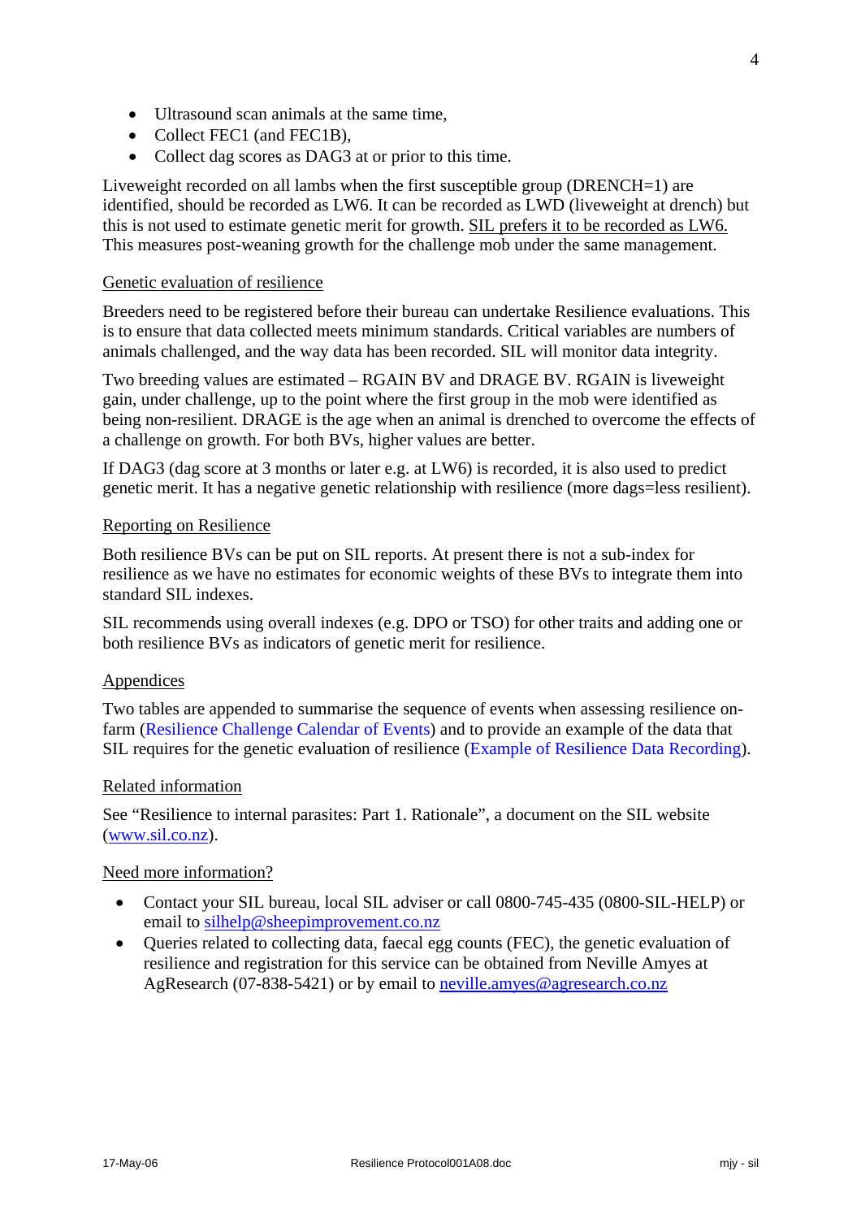- Ultrasound scan animals at the same time,
- Collect FEC1 (and FEC1B),
- Collect dag scores as DAG3 at or prior to this time.

Liveweight recorded on all lambs when the first susceptible group (DRENCH=1) are identified, should be recorded as LW6. It can be recorded as LWD (liveweight at drench) but this is not used to estimate genetic merit for growth. SIL prefers it to be recorded as LW6. This measures post-weaning growth for the challenge mob under the same management.

## Genetic evaluation of resilience

Breeders need to be registered before their bureau can undertake Resilience evaluations. This is to ensure that data collected meets minimum standards. Critical variables are numbers of animals challenged, and the way data has been recorded. SIL will monitor data integrity.

Two breeding values are estimated – RGAIN BV and DRAGE BV. RGAIN is liveweight gain, under challenge, up to the point where the first group in the mob were identified as being non-resilient. DRAGE is the age when an animal is drenched to overcome the effects of a challenge on growth. For both BVs, higher values are better.

If DAG3 (dag score at 3 months or later e.g. at LW6) is recorded, it is also used to predict genetic merit. It has a negative genetic relationship with resilience (more dags=less resilient).

## Reporting on Resilience

Both resilience BVs can be put on SIL reports. At present there is not a sub-index for resilience as we have no estimates for economic weights of these BVs to integrate them into standard SIL indexes.

SIL recommends using overall indexes (e.g. DPO or TSO) for other traits and adding one or both resilience BVs as indicators of genetic merit for resilience.

## Appendices

Two tables are appended to summarise the sequence of events when assessing resilience on-farm (Resilience Challenge Calendar of Events) and to provide an example of the data that SIL requires for the genetic evaluation of resilience (Example of Resilience Data Recording).

## Related information

See "Resilience to internal parasites: Part 1. Rationale", a document on the SIL website (www.sil.co.nz).

## Need more information?

- Contact your SIL bureau, local SIL adviser or call 0800-745-435 (0800-SIL-HELP) or email to silhelp@sheepimprovement.co.nz
- Queries related to collecting data, faecal egg counts (FEC), the genetic evaluation of resilience and registration for this service can be obtained from Neville Amyes at AgResearch (07-838-5421) or by email to neville.amyes@agresearch.co.nz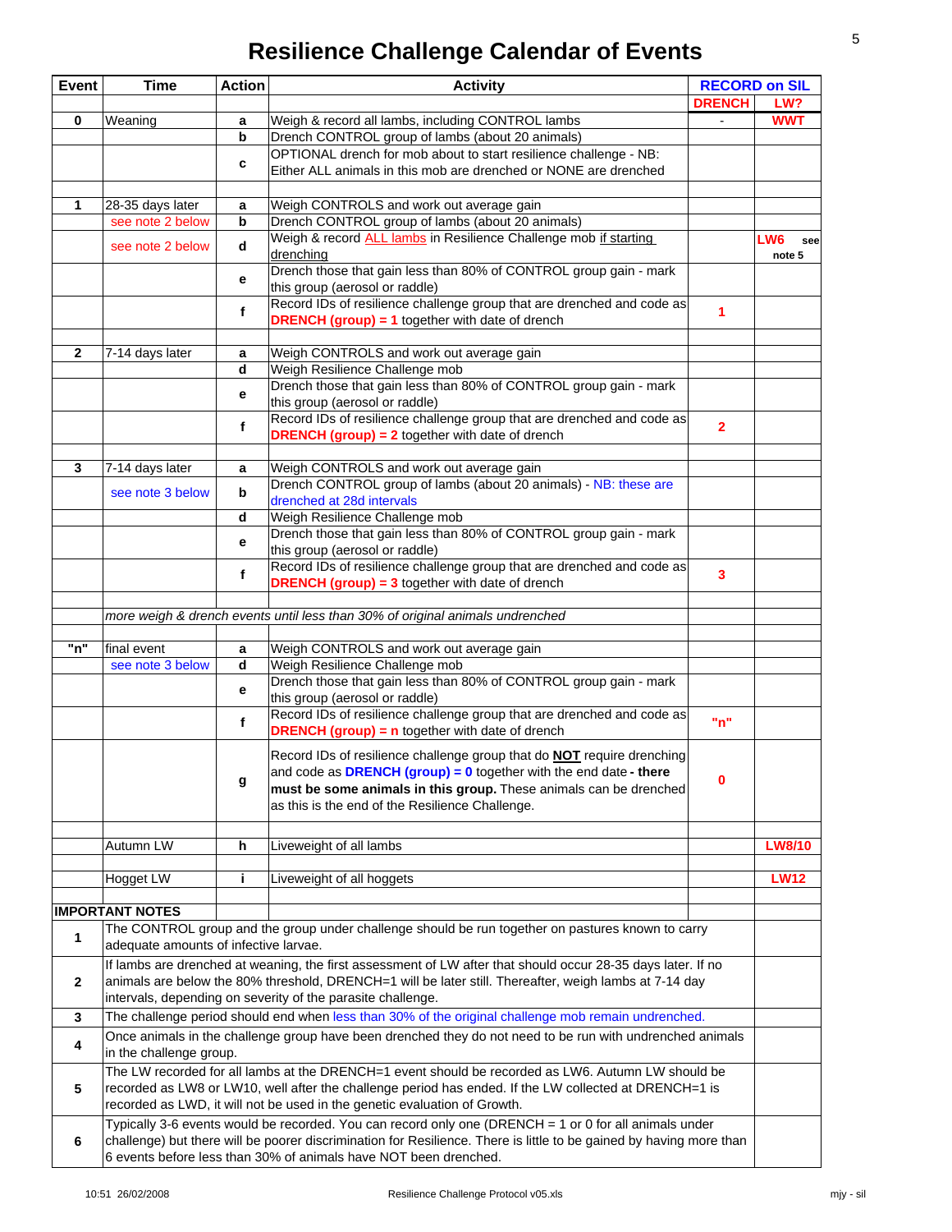# Resilience Challenge Calendar of Events

| Event | Time | Action | Activity | RECORD on SIL | |
|---|---|---|---|---|---|
| | | | | DRENCH | LW? |
| 0 | Weaning | a | Weigh & record all lambs, including CONTROL lambs | - | WWT |
| | | b | Drench CONTROL group of lambs (about 20 animals) | | |
| | | c | OPTIONAL drench for mob about to start resilience challenge - NB: Either ALL animals in this mob are drenched or NONE are drenched | | |
| | | | | | |
| 1 | 28-35 days later | a | Weigh CONTROLS and work out average gain | | |
| | see note 2 below | b | Drench CONTROL group of lambs (about 20 animals) | | |
| | see note 2 below | d | Weigh & record ALL lambs in Resilience Challenge mob if starting drenching | | LW6 see note 5 |
| | | e | Drench those that gain less than 80% of CONTROL group gain - mark this group (aerosol or raddle) | | |
| | | f | Record IDs of resilience challenge group that are drenched and code as **DRENCH (group) = 1** together with date of drench | 1 | |
| | | | | | |
| 2 | 7-14 days later | a | Weigh CONTROLS and work out average gain | | |
| | | d | Weigh Resilience Challenge mob | | |
| | | e | Drench those that gain less than 80% of CONTROL group gain - mark this group (aerosol or raddle) | | |
| | | f | Record IDs of resilience challenge group that are drenched and code as **DRENCH (group) = 2** together with date of drench | 2 | |
| | | | | | |
| 3 | 7-14 days later | a | Weigh CONTROLS and work out average gain | | |
| | see note 3 below | b | Drench CONTROL group of lambs (about 20 animals) - NB: these are drenched at 28d intervals | | |
| | | d | Weigh Resilience Challenge mob | | |
| | | e | Drench those that gain less than 80% of CONTROL group gain - mark this group (aerosol or raddle) | | |
| | | f | Record IDs of resilience challenge group that are drenched and code as **DRENCH (group) = 3** together with date of drench | 3 | |
| | | | | | |
| | *more weigh & drench events until less than 30% of original animals undrenched* | | | | |
| | | | | | |
| "n" | final event | a | Weigh CONTROLS and work out average gain | | |
| | see note 3 below | d | Weigh Resilience Challenge mob | | |
| | | e | Drench those that gain less than 80% of CONTROL group gain - mark this group (aerosol or raddle) | | |
| | | f | Record IDs of resilience challenge group that are drenched and code as **DRENCH (group) = n** together with date of drench | "n" | |
| | | g | Record IDs of resilience challenge group that do **NOT** require drenching and code as **DRENCH (group) = 0** together with the end date **- there must be some animals in this group.** These animals can be drenched as this is the end of the Resilience Challenge. | 0 | |
| | | | | | |
| | Autumn LW | h | Liveweight of all lambs | | LW8/10 |
| | | | | | |
| | Hogget LW | i | Liveweight of all hoggets | | LW12 |

**IMPORTANT NOTES**

| Note | Text |
|---|---|
| 1 | The CONTROL group and the group under challenge should be run together on pastures known to carry adequate amounts of infective larvae. |
| 2 | If lambs are drenched at weaning, the first assessment of LW after that should occur 28-35 days later. If no animals are below the 80% threshold, DRENCH=1 will be later still. Thereafter, weigh lambs at 7-14 day intervals, depending on severity of the parasite challenge. |
| 3 | The challenge period should end when less than 30% of the original challenge mob remain undrenched. |
| 4 | Once animals in the challenge group have been drenched they do not need to be run with undrenched animals in the challenge group. |
| 5 | The LW recorded for all lambs at the DRENCH=1 event should be recorded as LW6. Autumn LW should be recorded as LW8 or LW10, well after the challenge period has ended. If the LW collected at DRENCH=1 is recorded as LWD, it will not be used in the genetic evaluation of Growth. |
| 6 | Typically 3-6 events would be recorded. You can record only one (DRENCH = 1 or 0 for all animals under challenge) but there will be poorer discrimination for Resilience. There is little to be gained by having more than 6 events before less than 30% of animals have NOT been drenched. |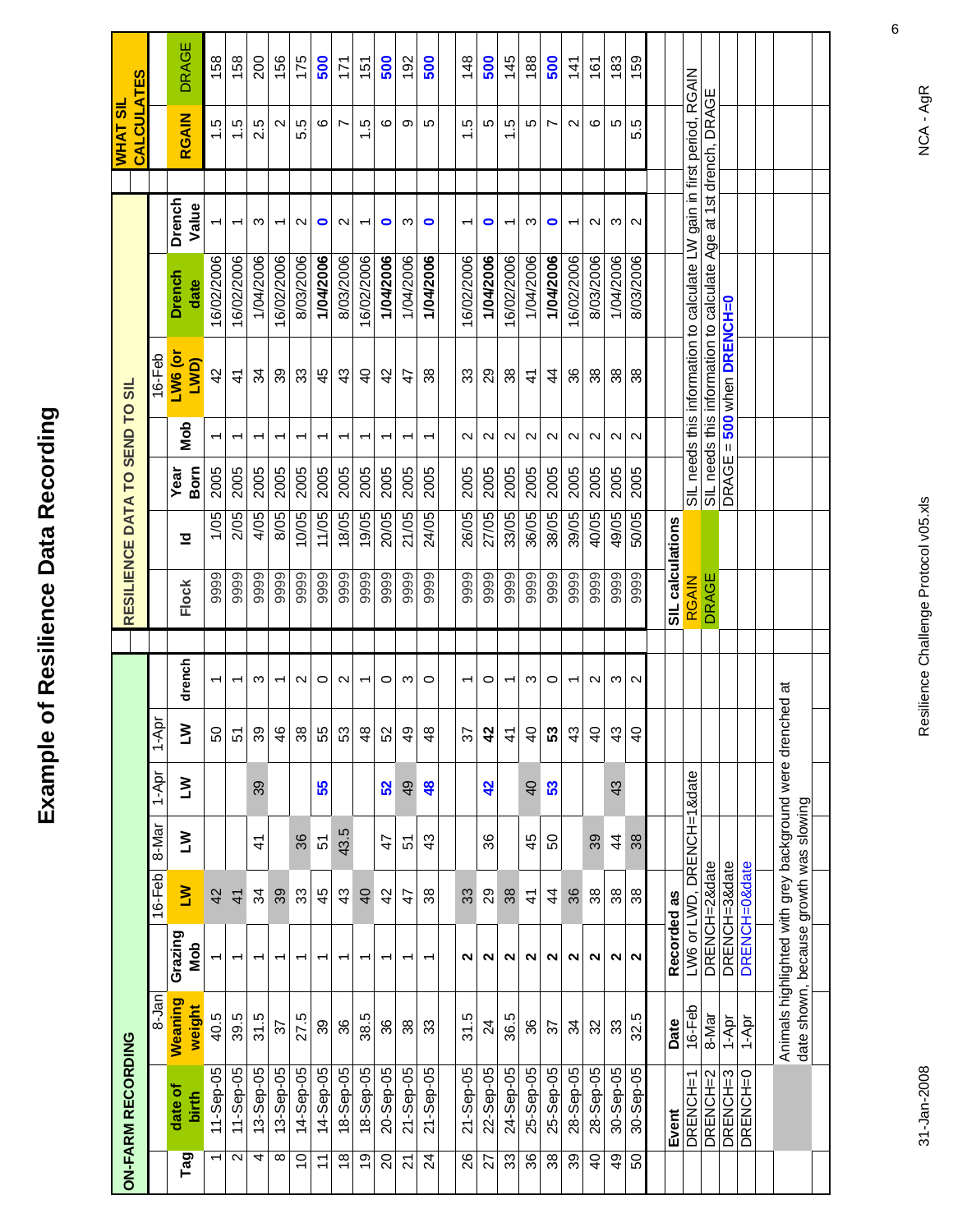# Example of Resilience Data Recording

## ON-FARM RECORDING

| | | 8-Jan | | 16-Feb | 8-Mar | 1-Apr | 1-Apr | |
|---|---|---|---|---|---|---|---|---|
| Tag | date of birth | Weaning weight | Grazing Mob | LW | LW | LW | LW | drench |
| 1 | 11-Sep-05 | 40.5 | 1 | 42 | | | 50 | 1 |
| 2 | 11-Sep-05 | 39.5 | 1 | 41 | | | 51 | 1 |
| 4 | 13-Sep-05 | 31.5 | 1 | 34 | 41 | 39 | 39 | 3 |
| 8 | 13-Sep-05 | 37 | 1 | 39 | | | 46 | 1 |
| 10 | 14-Sep-05 | 27.5 | 1 | 33 | 36 | | 38 | 2 |
| 11 | 14-Sep-05 | 39 | 1 | 45 | 51 | **55** | 55 | 0 |
| 18 | 18-Sep-05 | 36 | 1 | 43 | 43.5 | | 53 | 2 |
| 19 | 18-Sep-05 | 38.5 | 1 | 40 | | | 48 | 1 |
| 20 | 20-Sep-05 | 36 | 1 | 42 | 47 | **52** | 52 | 0 |
| 21 | 21-Sep-05 | 38 | 1 | 47 | 51 | 49 | 49 | 3 |
| 24 | 21-Sep-05 | 33 | 1 | 38 | 43 | **48** | 48 | 0 |
| | | | | | | | | |
| 26 | 21-Sep-05 | 31.5 | **2** | 33 | | | 37 | 1 |
| 27 | 22-Sep-05 | 24 | **2** | 29 | 36 | **42** | **42** | 0 |
| 33 | 24-Sep-05 | 36.5 | **2** | 38 | | | 41 | 1 |
| 36 | 25-Sep-05 | 36 | **2** | 41 | 45 | 40 | 40 | 3 |
| 38 | 25-Sep-05 | 37 | **2** | 44 | 50 | **53** | **53** | 0 |
| 39 | 28-Sep-05 | 34 | **2** | 36 | | | 43 | 1 |
| 40 | 28-Sep-05 | 32 | **2** | 38 | 39 | | 40 | 2 |
| 49 | 30-Sep-05 | 33 | **2** | 38 | 44 | 43 | 43 | 3 |
| 50 | 30-Sep-05 | 32.5 | **2** | 38 | 38 | | 40 | 2 |

| Event | Date | Recorded as |
|---|---|---|
| DRENCH=1 | 16-Feb | LW6 or LWD, DRENCH=1&date |
| DRENCH=2 | 8-Mar | DRENCH=2&date |
| DRENCH=3 | 1-Apr | DRENCH=3&date |
| DRENCH=0 | 1-Apr | DRENCH=0&date |

Animals highlighted with grey background were drenched at date shown, because growth was slowing

## RESILIENCE DATA TO SEND TO SIL

| | | | | 16-Feb | | |
|---|---|---|---|---|---|---|
| Flock | Id | Year Born | Mob | LW6 (or LWD) | Drench date | Drench Value |
| 9999 | 1/05 | 2005 | 1 | 42 | 16/02/2006 | 1 |
| 9999 | 2/05 | 2005 | 1 | 41 | 16/02/2006 | 1 |
| 9999 | 4/05 | 2005 | 1 | 34 | 1/04/2006 | 3 |
| 9999 | 8/05 | 2005 | 1 | 39 | 16/02/2006 | 1 |
| 9999 | 10/05 | 2005 | 1 | 33 | 8/03/2006 | 2 |
| 9999 | 11/05 | 2005 | 1 | 45 | **1/04/2006** | **0** |
| 9999 | 18/05 | 2005 | 1 | 43 | 8/03/2006 | 2 |
| 9999 | 19/05 | 2005 | 1 | 40 | 16/02/2006 | 1 |
| 9999 | 20/05 | 2005 | 1 | 42 | **1/04/2006** | **0** |
| 9999 | 21/05 | 2005 | 1 | 47 | 1/04/2006 | 3 |
| 9999 | 24/05 | 2005 | 1 | 38 | **1/04/2006** | **0** |
| | | | | | | |
| 9999 | 26/05 | 2005 | 2 | 33 | 16/02/2006 | 1 |
| 9999 | 27/05 | 2005 | 2 | 29 | **1/04/2006** | **0** |
| 9999 | 33/05 | 2005 | 2 | 38 | 16/02/2006 | 1 |
| 9999 | 36/05 | 2005 | 2 | 41 | 1/04/2006 | 3 |
| 9999 | 38/05 | 2005 | 2 | 44 | **1/04/2006** | **0** |
| 9999 | 39/05 | 2005 | 2 | 36 | 16/02/2006 | 1 |
| 9999 | 40/05 | 2005 | 2 | 38 | 8/03/2006 | 2 |
| 9999 | 49/05 | 2005 | 2 | 38 | 1/04/2006 | 3 |
| 9999 | 50/05 | 2005 | 2 | 38 | 8/03/2006 | 2 |

**SIL calculations**

| | |
|---|---|
| RGAIN | SIL needs this information to calculate LW gain in first period, RGAIN |
| DRAGE | SIL needs this information to calculate Age at 1st drench, DRAGE |
| | DRAGE = **500** when **DRENCH=0** |

## WHAT SIL CALCULATES

| RGAIN | DRAGE |
|---|---|
| 1.5 | 158 |
| 1.5 | 158 |
| 2.5 | 200 |
| 2 | 156 |
| 5.5 | 175 |
| 6 | **500** |
| 7 | 171 |
| 1.5 | 151 |
| 6 | **500** |
| 9 | 192 |
| 5 | **500** |
| | |
| 1.5 | 148 |
| 5 | **500** |
| 1.5 | 145 |
| 5 | 188 |
| 7 | **500** |
| 2 | 141 |
| 6 | 161 |
| 5 | 183 |
| 5.5 | 159 |